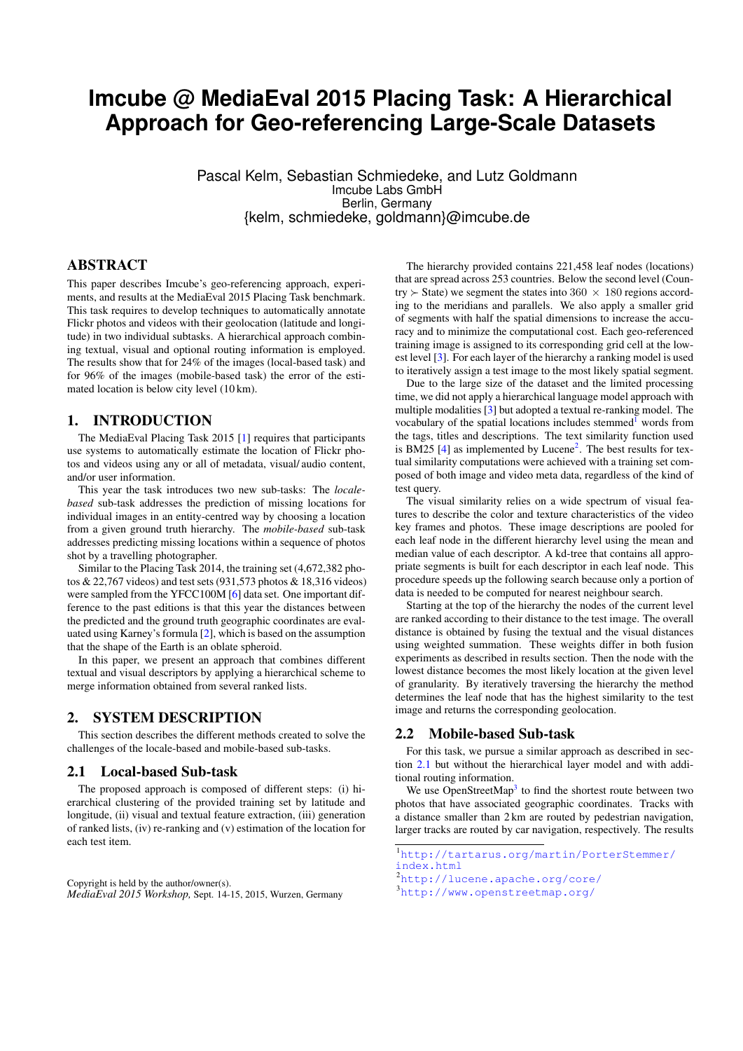# Imcube @ MediaEval 2015 Placing Task: A Hierarchical Approach for Geo-referencing Large-Scale Datasets

Pascal Kelm, Sebastian Schmiedeke, and Lutz Goldmann
Imcube Labs GmbH
Berlin, Germany
{kelm, schmiedeke, goldmann}@imcube.de

## ABSTRACT

This paper describes Imcube's geo-referencing approach, experiments, and results at the MediaEval 2015 Placing Task benchmark. This task requires to develop techniques to automatically annotate Flickr photos and videos with their geolocation (latitude and longitude) in two individual subtasks. A hierarchical approach combining textual, visual and optional routing information is employed. The results show that for 24% of the images (local-based task) and for 96% of the images (mobile-based task) the error of the estimated location is below city level (10 km).

## 1. INTRODUCTION

The MediaEval Placing Task 2015 [1] requires that participants use systems to automatically estimate the location of Flickr photos and videos using any or all of metadata, visual/ audio content, and/or user information.

This year the task introduces two new sub-tasks: The *locale-based* sub-task addresses the prediction of missing locations for individual images in an entity-centred way by choosing a location from a given ground truth hierarchy. The *mobile-based* sub-task addresses predicting missing locations within a sequence of photos shot by a travelling photographer.

Similar to the Placing Task 2014, the training set (4,672,382 photos & 22,767 videos) and test sets (931,573 photos & 18,316 videos) were sampled from the YFCC100M [6] data set. One important difference to the past editions is that this year the distances between the predicted and the ground truth geographic coordinates are evaluated using Karney's formula [2], which is based on the assumption that the shape of the Earth is an oblate spheroid.

In this paper, we present an approach that combines different textual and visual descriptors by applying a hierarchical scheme to merge information obtained from several ranked lists.

## 2. SYSTEM DESCRIPTION

This section describes the different methods created to solve the challenges of the locale-based and mobile-based sub-tasks.

### 2.1 Local-based Sub-task

The proposed approach is composed of different steps: (i) hierarchical clustering of the provided training set by latitude and longitude, (ii) visual and textual feature extraction, (iii) generation of ranked lists, (iv) re-ranking and (v) estimation of the location for each test item.

The hierarchy provided contains 221,458 leaf nodes (locations) that are spread across 253 countries. Below the second level (Country $\succ$ State) we segment the states into $360 \times 180$ regions according to the meridians and parallels. We also apply a smaller grid of segments with half the spatial dimensions to increase the accuracy and to minimize the computational cost. Each geo-referenced training image is assigned to its corresponding grid cell at the lowest level [3]. For each layer of the hierarchy a ranking model is used to iteratively assign a test image to the most likely spatial segment.

Due to the large size of the dataset and the limited processing time, we did not apply a hierarchical language model approach with multiple modalities [3] but adopted a textual re-ranking model. The vocabulary of the spatial locations includes stemmed[1] words from the tags, titles and descriptions. The text similarity function used is BM25 [4] as implemented by Lucene[2]. The best results for textual similarity computations were achieved with a training set composed of both image and video meta data, regardless of the kind of test query.

The visual similarity relies on a wide spectrum of visual features to describe the color and texture characteristics of the video key frames and photos. These image descriptions are pooled for each leaf node in the different hierarchy level using the mean and median value of each descriptor. A kd-tree that contains all appropriate segments is built for each descriptor in each leaf node. This procedure speeds up the following search because only a portion of data is needed to be computed for nearest neighbour search.

Starting at the top of the hierarchy the nodes of the current level are ranked according to their distance to the test image. The overall distance is obtained by fusing the textual and the visual distances using weighted summation. These weights differ in both fusion experiments as described in results section. Then the node with the lowest distance becomes the most likely location at the given level of granularity. By iteratively traversing the hierarchy the method determines the leaf node that has the highest similarity to the test image and returns the corresponding geolocation.

### 2.2 Mobile-based Sub-task

For this task, we pursue a similar approach as described in section 2.1 but without the hierarchical layer model and with additional routing information.

We use OpenStreetMap[3] to find the shortest route between two photos that have associated geographic coordinates. Tracks with a distance smaller than 2 km are routed by pedestrian navigation, larger tracks are routed by car navigation, respectively. The results

---

Copyright is held by the author/owner(s).
*MediaEval 2015 Workshop,* Sept. 14-15, 2015, Wurzen, Germany

[1] http://tartarus.org/martin/PorterStemmer/index.html
[2] http://lucene.apache.org/core/
[3] http://www.openstreetmap.org/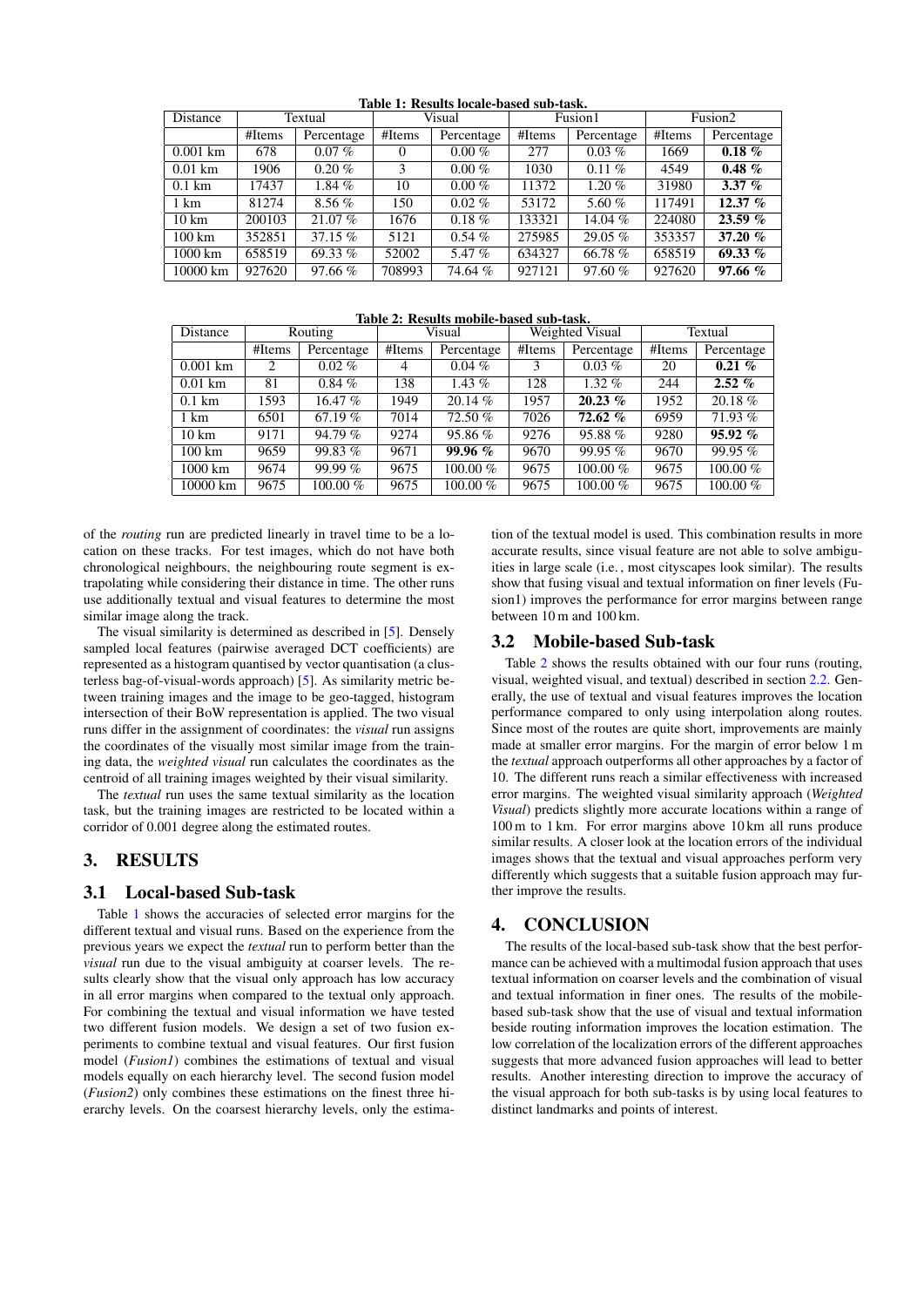**Table 1: Results locale-based sub-task.**

| Distance | Textual | | Visual | | Fusion1 | | Fusion2 | |
|---|---|---|---|---|---|---|---|---|
| | #Items | Percentage | #Items | Percentage | #Items | Percentage | #Items | Percentage |
| 0.001 km | 678 | 0.07 % | 0 | 0.00 % | 277 | 0.03 % | 1669 | **0.18 %** |
| 0.01 km | 1906 | 0.20 % | 3 | 0.00 % | 1030 | 0.11 % | 4549 | **0.48 %** |
| 0.1 km | 17437 | 1.84 % | 10 | 0.00 % | 11372 | 1.20 % | 31980 | **3.37 %** |
| 1 km | 81274 | 8.56 % | 150 | 0.02 % | 53172 | 5.60 % | 117491 | **12.37 %** |
| 10 km | 200103 | 21.07 % | 1676 | 0.18 % | 133321 | 14.04 % | 224080 | **23.59 %** |
| 100 km | 352851 | 37.15 % | 5121 | 0.54 % | 275985 | 29.05 % | 353357 | **37.20 %** |
| 1000 km | 658519 | 69.33 % | 52002 | 5.47 % | 634327 | 66.78 % | 658519 | **69.33 %** |
| 10000 km | 927620 | 97.66 % | 708993 | 74.64 % | 927121 | 97.60 % | 927620 | **97.66 %** |

**Table 2: Results mobile-based sub-task.**

| Distance | Routing | | Visual | | Weighted Visual | | Textual | |
|---|---|---|---|---|---|---|---|---|
| | #Items | Percentage | #Items | Percentage | #Items | Percentage | #Items | Percentage |
| 0.001 km | 2 | 0.02 % | 4 | 0.04 % | 3 | 0.03 % | 20 | **0.21 %** |
| 0.01 km | 81 | 0.84 % | 138 | 1.43 % | 128 | 1.32 % | 244 | **2.52 %** |
| 0.1 km | 1593 | 16.47 % | 1949 | 20.14 % | 1957 | **20.23 %** | 1952 | 20.18 % |
| 1 km | 6501 | 67.19 % | 7014 | 72.50 % | 7026 | **72.62 %** | 6959 | 71.93 % |
| 10 km | 9171 | 94.79 % | 9274 | 95.86 % | 9276 | 95.88 % | 9280 | **95.92 %** |
| 100 km | 9659 | 99.83 % | 9671 | **99.96 %** | 9670 | 99.95 % | 9670 | 99.95 % |
| 1000 km | 9674 | 99.99 % | 9675 | 100.00 % | 9675 | 100.00 % | 9675 | 100.00 % |
| 10000 km | 9675 | 100.00 % | 9675 | 100.00 % | 9675 | 100.00 % | 9675 | 100.00 % |

of the *routing* run are predicted linearly in travel time to be a location on these tracks. For test images, which do not have both chronological neighbours, the neighbouring route segment is extrapolating while considering their distance in time. The other runs use additionally textual and visual features to determine the most similar image along the track.

The visual similarity is determined as described in [5]. Densely sampled local features (pairwise averaged DCT coefficients) are represented as a histogram quantised by vector quantisation (a clusterless bag-of-visual-words approach) [5]. As similarity metric between training images and the image to be geo-tagged, histogram intersection of their BoW representation is applied. The two visual runs differ in the assignment of coordinates: the *visual* run assigns the coordinates of the visually most similar image from the training data, the *weighted visual* run calculates the coordinates as the centroid of all training images weighted by their visual similarity.

The *textual* run uses the same textual similarity as the location task, but the training images are restricted to be located within a corridor of 0.001 degree along the estimated routes.

## 3. RESULTS

### 3.1 Local-based Sub-task

Table 1 shows the accuracies of selected error margins for the different textual and visual runs. Based on the experience from the previous years we expect the *textual* run to perform better than the *visual* run due to the visual ambiguity at coarser levels. The results clearly show that the visual only approach has low accuracy in all error margins when compared to the textual only approach. For combining the textual and visual information we have tested two different fusion models. We design a set of two fusion experiments to combine textual and visual features. Our first fusion model (*Fusion1*) combines the estimations of textual and visual models equally on each hierarchy level. The second fusion model (*Fusion2*) only combines these estimations on the finest three hierarchy levels. On the coarsest hierarchy levels, only the estimation of the textual model is used. This combination results in more accurate results, since visual feature are not able to solve ambiguities in large scale (i.e., most cityscapes look similar). The results show that fusing visual and textual information on finer levels (Fusion1) improves the performance for error margins between range between 10 m and 100 km.

### 3.2 Mobile-based Sub-task

Table 2 shows the results obtained with our four runs (routing, visual, weighted visual, and textual) described in section 2.2. Generally, the use of textual and visual features improves the location performance compared to only using interpolation along routes. Since most of the routes are quite short, improvements are mainly made at smaller error margins. For the margin of error below 1 m the *textual* approach outperforms all other approaches by a factor of 10. The different runs reach a similar effectiveness with increased error margins. The weighted visual similarity approach (*Weighted Visual*) predicts slightly more accurate locations within a range of 100 m to 1 km. For error margins above 10 km all runs produce similar results. A closer look at the location errors of the individual images shows that the textual and visual approaches perform very differently which suggests that a suitable fusion approach may further improve the results.

## 4. CONCLUSION

The results of the local-based sub-task show that the best performance can be achieved with a multimodal fusion approach that uses textual information on coarser levels and the combination of visual and textual information in finer ones. The results of the mobile-based sub-task show that the use of visual and textual information beside routing information improves the location estimation. The low correlation of the localization errors of the different approaches suggests that more advanced fusion approaches will lead to better results. Another interesting direction to improve the accuracy of the visual approach for both sub-tasks is by using local features to distinct landmarks and points of interest.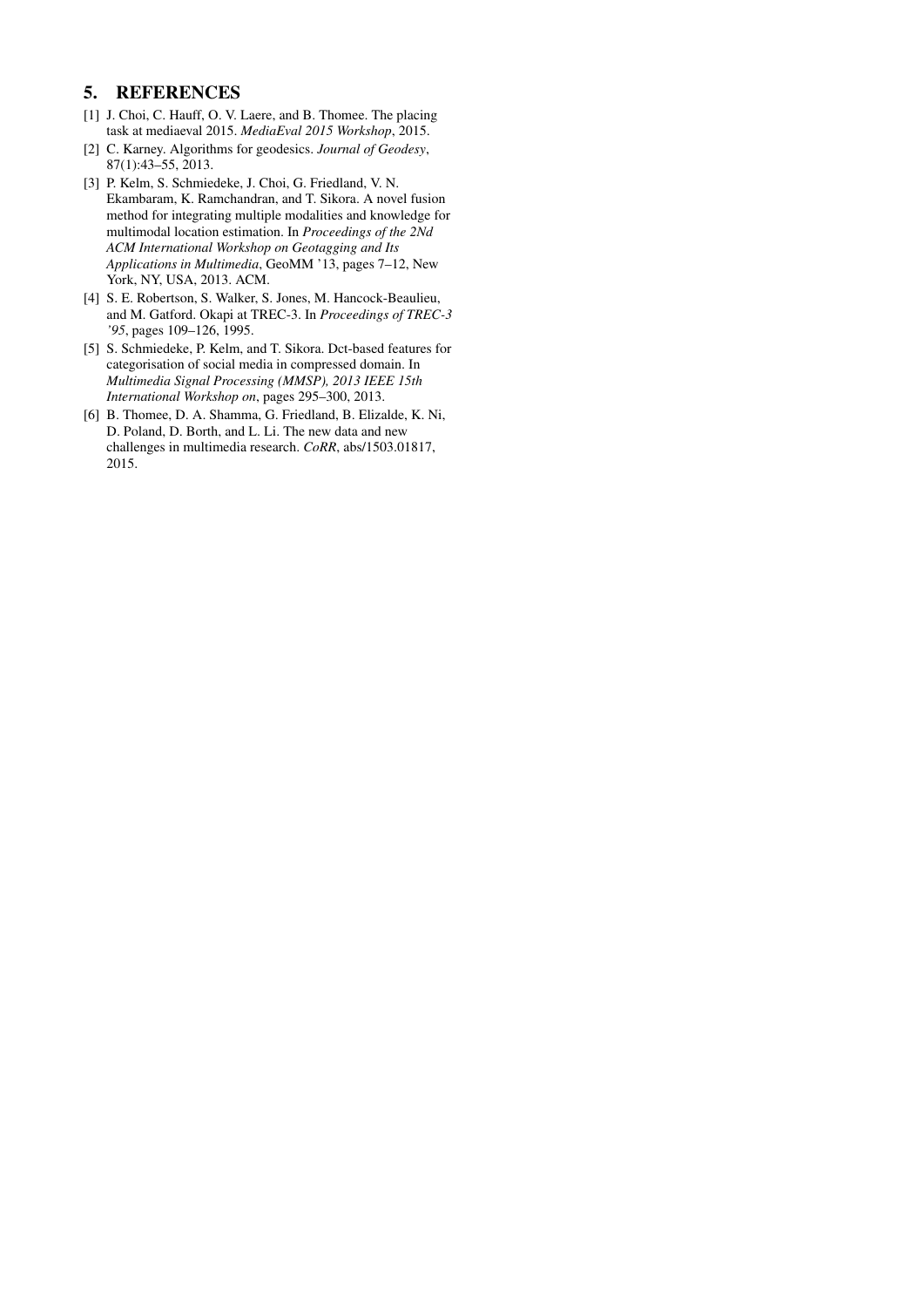## 5. REFERENCES

[1] J. Choi, C. Hauff, O. V. Laere, and B. Thomee. The placing task at mediaeval 2015. *MediaEval 2015 Workshop*, 2015.

[2] C. Karney. Algorithms for geodesics. *Journal of Geodesy*, 87(1):43–55, 2013.

[3] P. Kelm, S. Schmiedeke, J. Choi, G. Friedland, V. N. Ekambaram, K. Ramchandran, and T. Sikora. A novel fusion method for integrating multiple modalities and knowledge for multimodal location estimation. In *Proceedings of the 2Nd ACM International Workshop on Geotagging and Its Applications in Multimedia*, GeoMM '13, pages 7–12, New York, NY, USA, 2013. ACM.

[4] S. E. Robertson, S. Walker, S. Jones, M. Hancock-Beaulieu, and M. Gatford. Okapi at TREC-3. In *Proceedings of TREC-3 '95*, pages 109–126, 1995.

[5] S. Schmiedeke, P. Kelm, and T. Sikora. Dct-based features for categorisation of social media in compressed domain. In *Multimedia Signal Processing (MMSP), 2013 IEEE 15th International Workshop on*, pages 295–300, 2013.

[6] B. Thomee, D. A. Shamma, G. Friedland, B. Elizalde, K. Ni, D. Poland, D. Borth, and L. Li. The new data and new challenges in multimedia research. *CoRR*, abs/1503.01817, 2015.